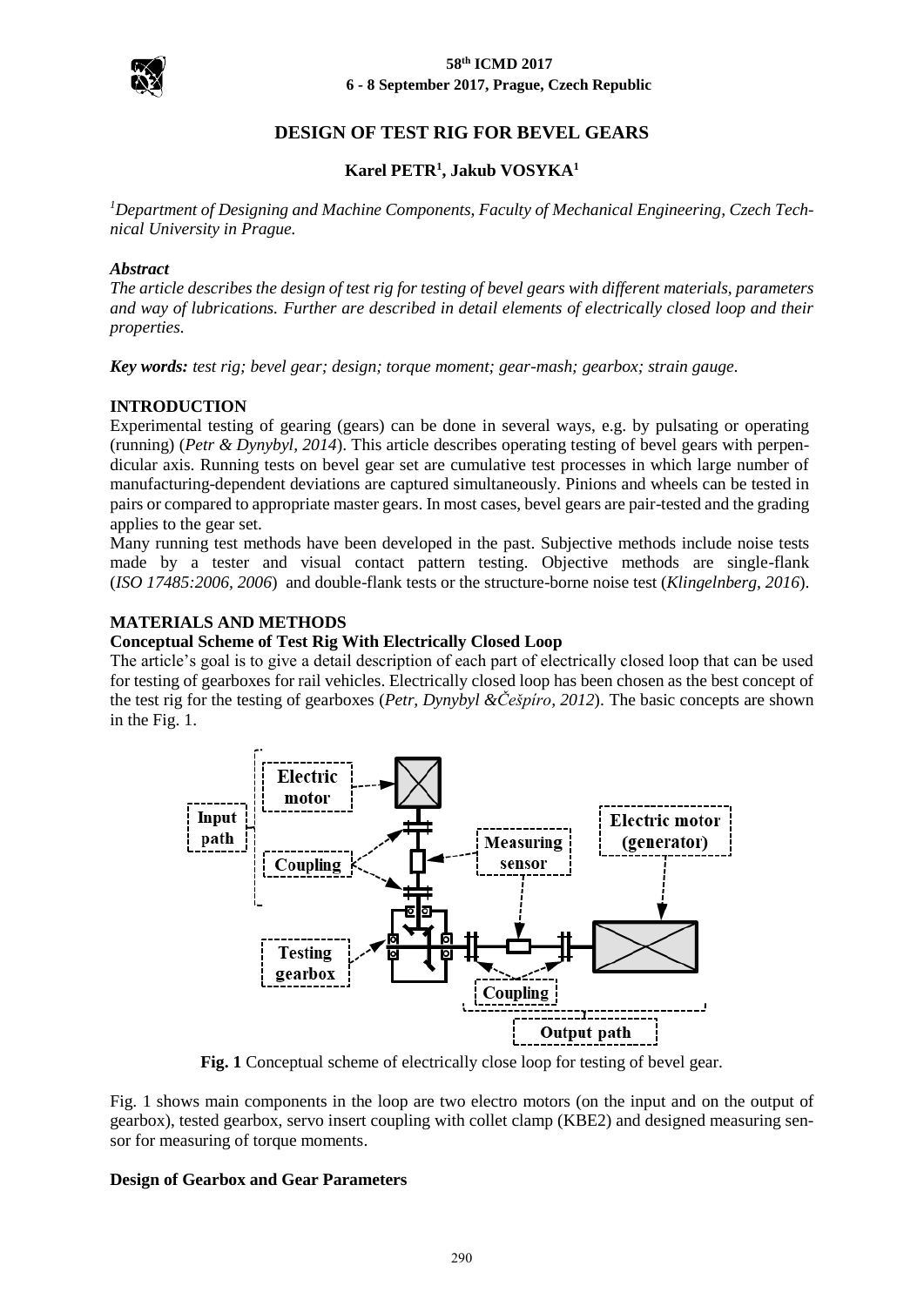# DESIGN OF TEST RIG FOR BEVEL GEARS

**Karel PETR[1], Jakub VOSYKA[1]**

*[1]Department of Designing and Machine Components, Faculty of Mechanical Engineering, Czech Technical University in Prague.*

***Abstract***

*The article describes the design of test rig for testing of bevel gears with different materials, parameters and way of lubrications. Further are described in detail elements of electrically closed loop and their properties.*

***Key words:*** *test rig; bevel gear; design; torque moment; gear-mash; gearbox; strain gauge.*

## INTRODUCTION

Experimental testing of gearing (gears) can be done in several ways, e.g. by pulsating or operating (running) (*Petr & Dynybyl, 2014*). This article describes operating testing of bevel gears with perpendicular axis. Running tests on bevel gear set are cumulative test processes in which large number of manufacturing-dependent deviations are captured simultaneously. Pinions and wheels can be tested in pairs or compared to appropriate master gears. In most cases, bevel gears are pair-tested and the grading applies to the gear set.

Many running test methods have been developed in the past. Subjective methods include noise tests made by a tester and visual contact pattern testing. Objective methods are single-flank (*ISO 17485:2006, 2006*) and double-flank tests or the structure-borne noise test (*Klingelnberg, 2016*).

## MATERIALS AND METHODS

### Conceptual Scheme of Test Rig With Electrically Closed Loop

The article's goal is to give a detail description of each part of electrically closed loop that can be used for testing of gearboxes for rail vehicles. Electrically closed loop has been chosen as the best concept of the test rig for the testing of gearboxes (*Petr, Dynybyl &Češpíro, 2012*). The basic concepts are shown in the Fig. 1.

**Fig. 1** Conceptual scheme of electrically close loop for testing of bevel gear.

Fig. 1 shows main components in the loop are two electro motors (on the input and on the output of gearbox), tested gearbox, servo insert coupling with collet clamp (KBE2) and designed measuring sensor for measuring of torque moments.

### Design of Gearbox and Gear Parameters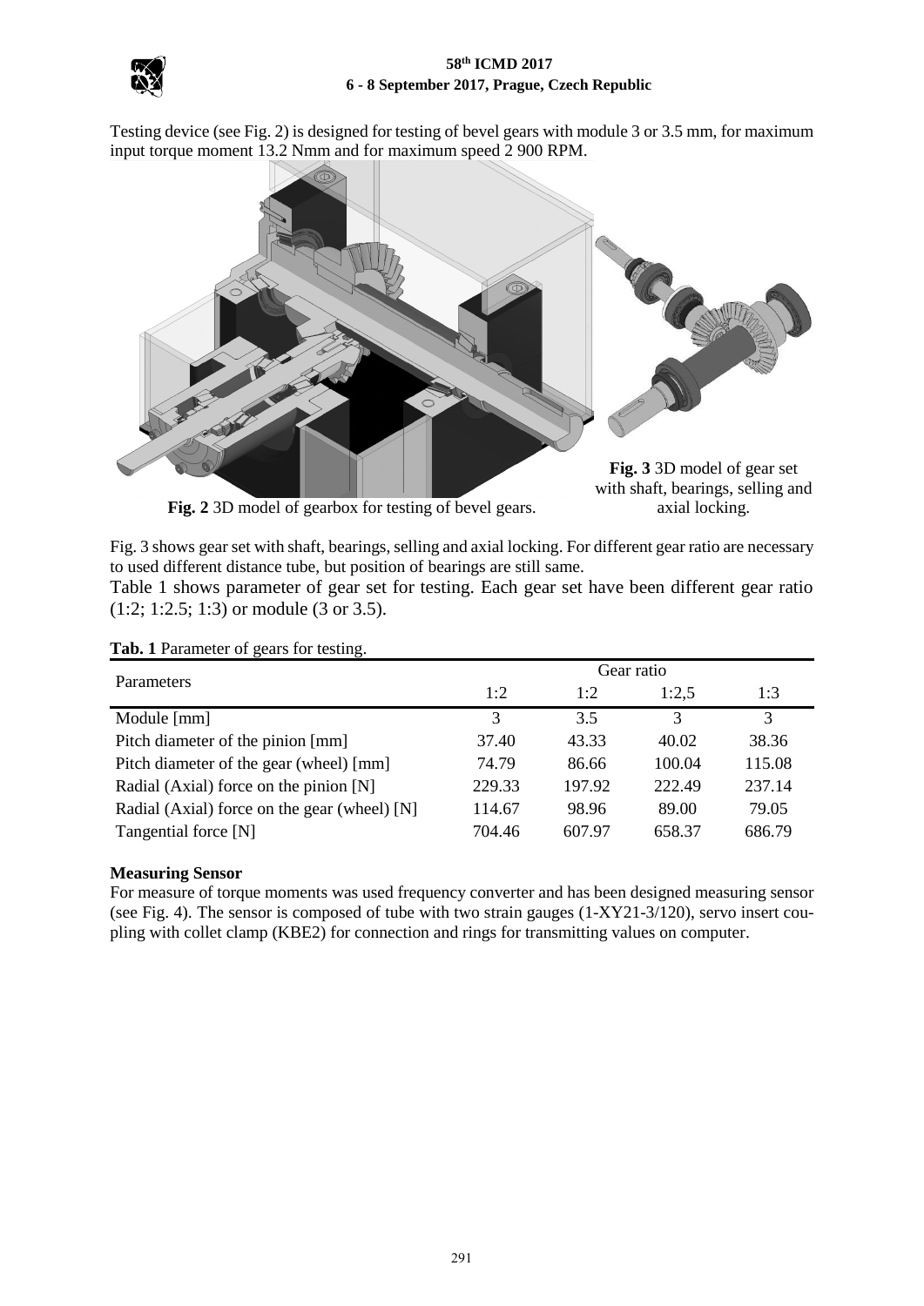Testing device (see Fig. 2) is designed for testing of bevel gears with module 3 or 3.5 mm, for maximum input torque moment 13.2 Nmm and for maximum speed 2 900 RPM.

**Fig. 2** 3D model of gearbox for testing of bevel gears.

**Fig. 3** 3D model of gear set with shaft, bearings, selling and axial locking.

Fig. 3 shows gear set with shaft, bearings, selling and axial locking. For different gear ratio are necessary to used different distance tube, but position of bearings are still same.

Table 1 shows parameter of gear set for testing. Each gear set have been different gear ratio (1:2; 1:2.5; 1:3) or module (3 or 3.5).

**Tab. 1** Parameter of gears for testing.

| Parameters | Gear ratio | | | |
|---|---|---|---|---|
| | 1:2 | 1:2 | 1:2,5 | 1:3 |
| Module [mm] | 3 | 3.5 | 3 | 3 |
| Pitch diameter of the pinion [mm] | 37.40 | 43.33 | 40.02 | 38.36 |
| Pitch diameter of the gear (wheel) [mm] | 74.79 | 86.66 | 100.04 | 115.08 |
| Radial (Axial) force on the pinion [N] | 229.33 | 197.92 | 222.49 | 237.14 |
| Radial (Axial) force on the gear (wheel) [N] | 114.67 | 98.96 | 89.00 | 79.05 |
| Tangential force [N] | 704.46 | 607.97 | 658.37 | 686.79 |

**Measuring Sensor**

For measure of torque moments was used frequency converter and has been designed measuring sensor (see Fig. 4). The sensor is composed of tube with two strain gauges (1-XY21-3/120), servo insert coupling with collet clamp (KBE2) for connection and rings for transmitting values on computer.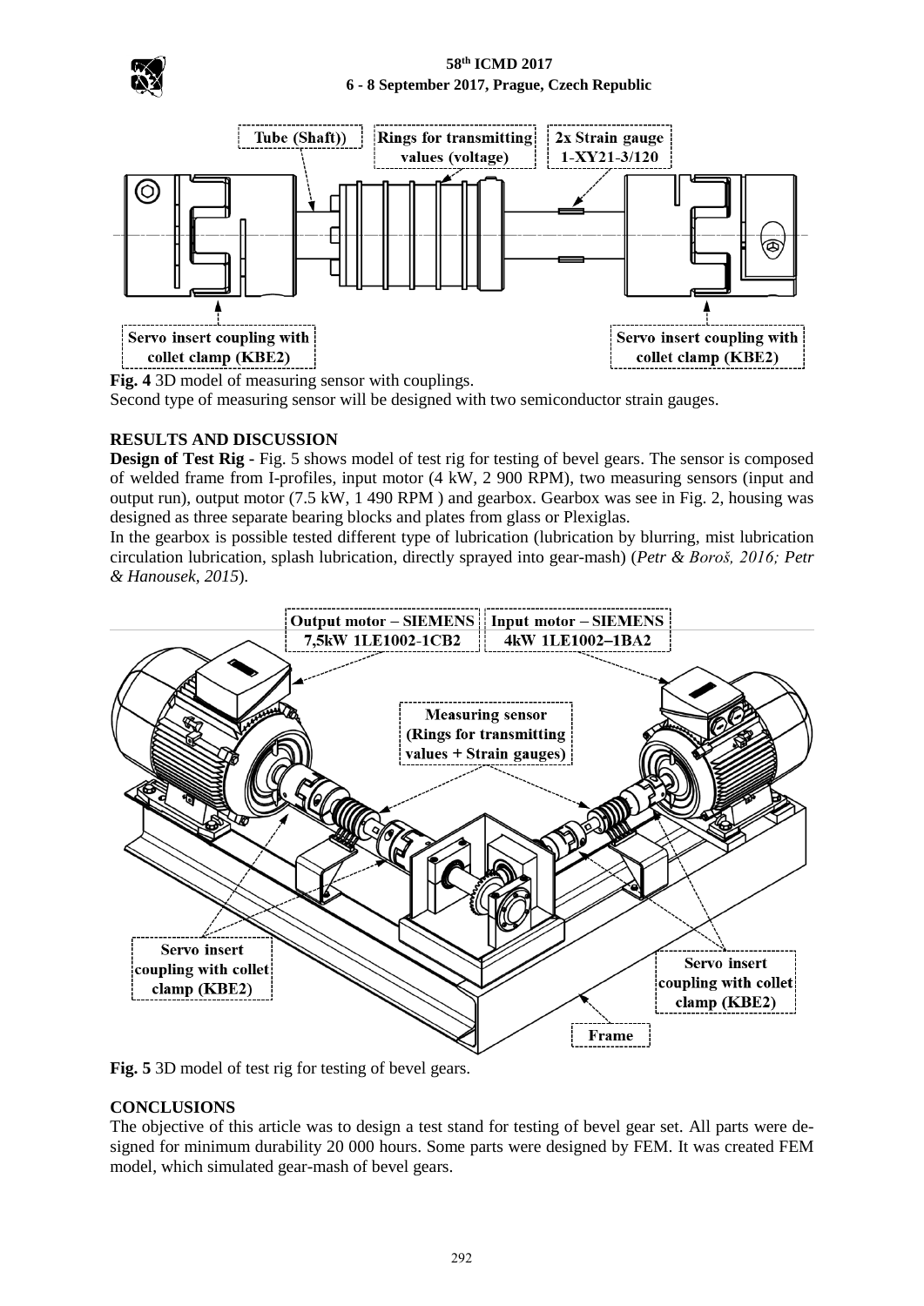**Fig. 4** 3D model of measuring sensor with couplings.

Second type of measuring sensor will be designed with two semiconductor strain gauges.

## RESULTS AND DISCUSSION

**Design of Test Rig -** Fig. 5 shows model of test rig for testing of bevel gears. The sensor is composed of welded frame from I-profiles, input motor (4 kW, 2 900 RPM), two measuring sensors (input and output run), output motor (7.5 kW, 1 490 RPM ) and gearbox. Gearbox was see in Fig. 2, housing was designed as three separate bearing blocks and plates from glass or Plexiglas.

In the gearbox is possible tested different type of lubrication (lubrication by blurring, mist lubrication circulation lubrication, splash lubrication, directly sprayed into gear-mash) (*Petr & Boroš, 2016; Petr & Hanousek, 2015*).

**Fig. 5** 3D model of test rig for testing of bevel gears.

## CONCLUSIONS

The objective of this article was to design a test stand for testing of bevel gear set. All parts were designed for minimum durability 20 000 hours. Some parts were designed by FEM. It was created FEM model, which simulated gear-mash of bevel gears.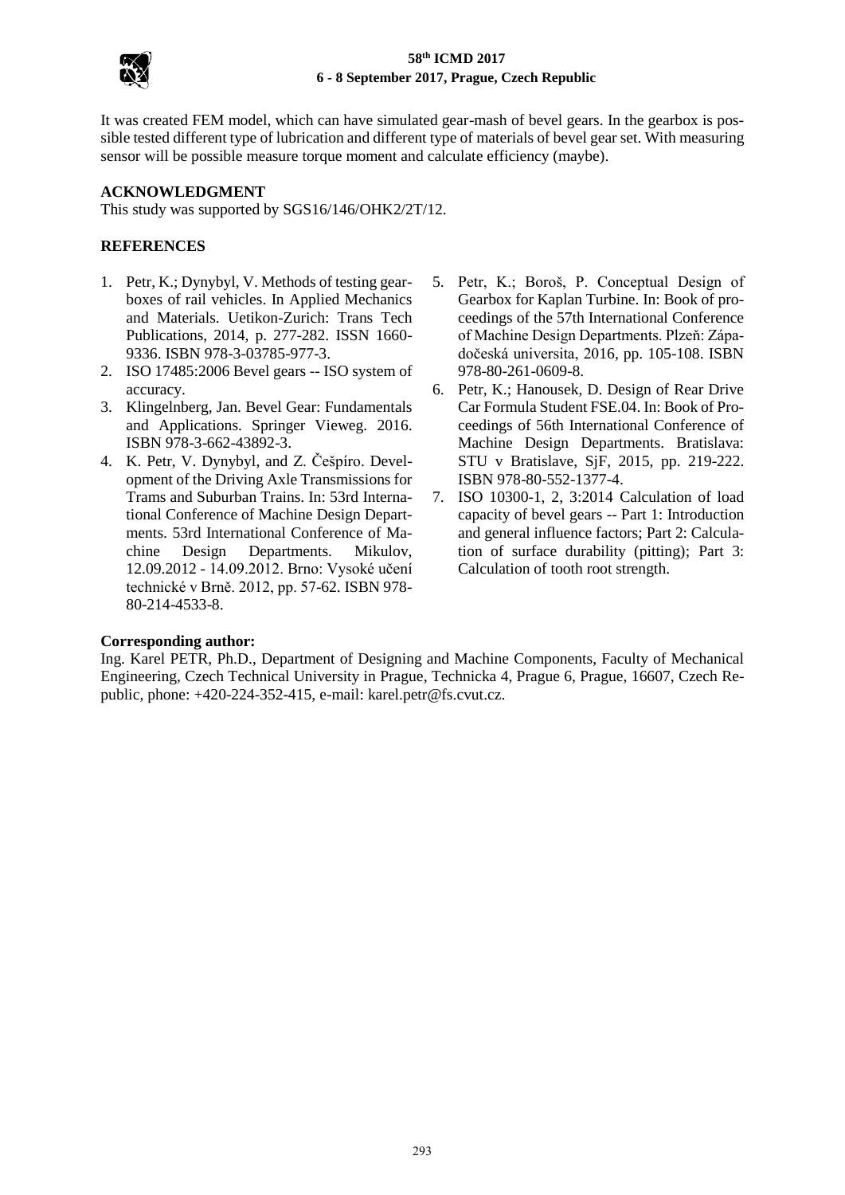It was created FEM model, which can have simulated gear-mash of bevel gears. In the gearbox is possible tested different type of lubrication and different type of materials of bevel gear set. With measuring sensor will be possible measure torque moment and calculate efficiency (maybe).

## ACKNOWLEDGMENT

This study was supported by SGS16/146/OHK2/2T/12.

## REFERENCES

1. Petr, K.; Dynybyl, V. Methods of testing gearboxes of rail vehicles. In Applied Mechanics and Materials. Uetikon-Zurich: Trans Tech Publications, 2014, p. 277-282. ISSN 1660-9336. ISBN 978-3-03785-977-3.
2. ISO 17485:2006 Bevel gears -- ISO system of accuracy.
3. Klingelnberg, Jan. Bevel Gear: Fundamentals and Applications. Springer Vieweg. 2016. ISBN 978-3-662-43892-3.
4. K. Petr, V. Dynybyl, and Z. Češpíro. Development of the Driving Axle Transmissions for Trams and Suburban Trains. In: 53rd International Conference of Machine Design Departments. 53rd International Conference of Machine Design Departments. Mikulov, 12.09.2012 - 14.09.2012. Brno: Vysoké učení technické v Brně. 2012, pp. 57-62. ISBN 978-80-214-4533-8.
5. Petr, K.; Boroš, P. Conceptual Design of Gearbox for Kaplan Turbine. In: Book of proceedings of the 57th International Conference of Machine Design Departments. Plzeň: Západočeská universita, 2016, pp. 105-108. ISBN 978-80-261-0609-8.
6. Petr, K.; Hanousek, D. Design of Rear Drive Car Formula Student FSE.04. In: Book of Proceedings of 56th International Conference of Machine Design Departments. Bratislava: STU v Bratislave, SjF, 2015, pp. 219-222. ISBN 978-80-552-1377-4.
7. ISO 10300-1, 2, 3:2014 Calculation of load capacity of bevel gears -- Part 1: Introduction and general influence factors; Part 2: Calculation of surface durability (pitting); Part 3: Calculation of tooth root strength.

**Corresponding author:**

Ing. Karel PETR, Ph.D., Department of Designing and Machine Components, Faculty of Mechanical Engineering, Czech Technical University in Prague, Technicka 4, Prague 6, Prague, 16607, Czech Republic, phone: +420-224-352-415, e-mail: karel.petr@fs.cvut.cz.